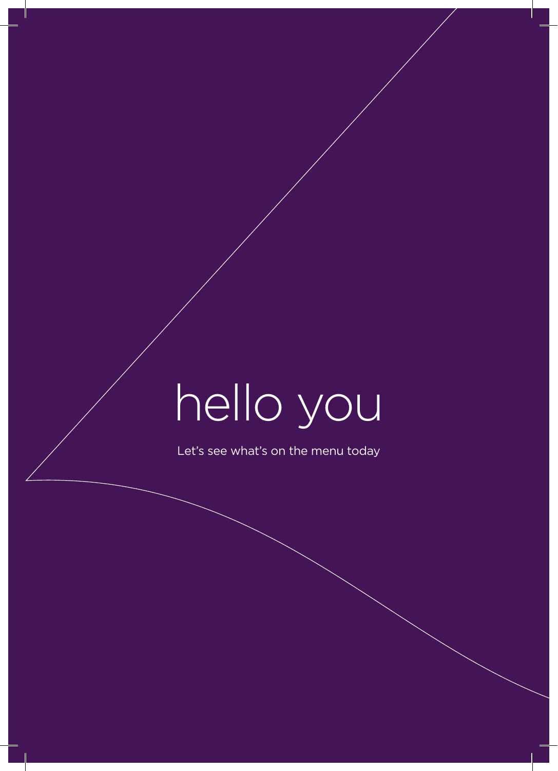# hello you

Let's see what's on the menu today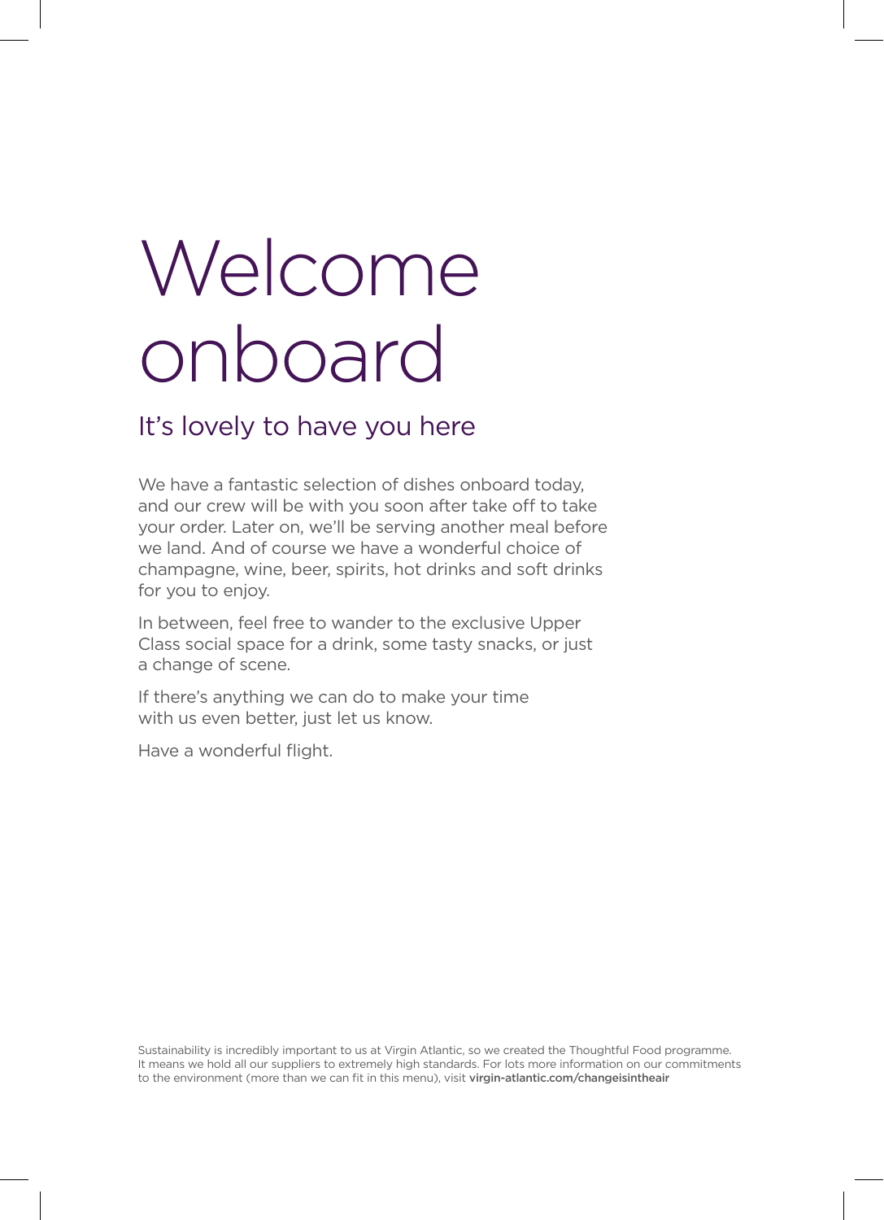# Welcome onboard

## It's lovely to have you here

We have a fantastic selection of dishes onboard today, and our crew will be with you soon after take off to take your order. Later on, we'll be serving another meal before we land. And of course we have a wonderful choice of champagne, wine, beer, spirits, hot drinks and soft drinks for you to enjoy.

In between, feel free to wander to the exclusive Upper Class social space for a drink, some tasty snacks, or just a change of scene.

If there's anything we can do to make your time with us even better, just let us know.

Have a wonderful flight.

Sustainability is incredibly important to us at Virgin Atlantic, so we created the Thoughtful Food programme. It means we hold all our suppliers to extremely high standards. For lots more information on our commitments to the environment (more than we can fit in this menu), visit **virgin-atlantic.com/changeisintheair**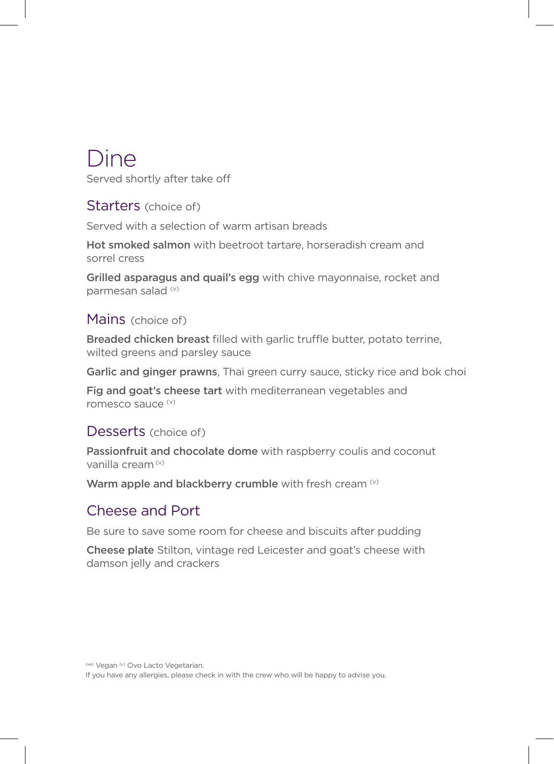# Dine

Served shortly after take off

## Starters (choice of)

Served with a selection of warm artisan breads

**Hot smoked salmon** with beetroot tartare, horseradish cream and sorrel cress

**Grilled asparagus and quail's egg** with chive mayonnaise, rocket and parmesan salad (v)

## Mains (choice of)

**Breaded chicken breast** filled with garlic truffle butter, potato terrine, wilted greens and parsley sauce

**Garlic and ginger prawns**, Thai green curry sauce, sticky rice and bok choi

**Fig and goat's cheese tart** with mediterranean vegetables and romesco sauce (v)

## Desserts (choice of)

**Passionfruit and chocolate dome** with raspberry coulis and coconut vanilla cream (v)

**Warm apple and blackberry crumble** with fresh cream (v)

## Cheese and Port

Be sure to save some room for cheese and biscuits after pudding

**Cheese plate** Stilton, vintage red Leicester and goat's cheese with damson jelly and crackers

(ve) Vegan (v) Ovo Lacto Vegetarian.
If you have any allergies, please check in with the crew who will be happy to advise you.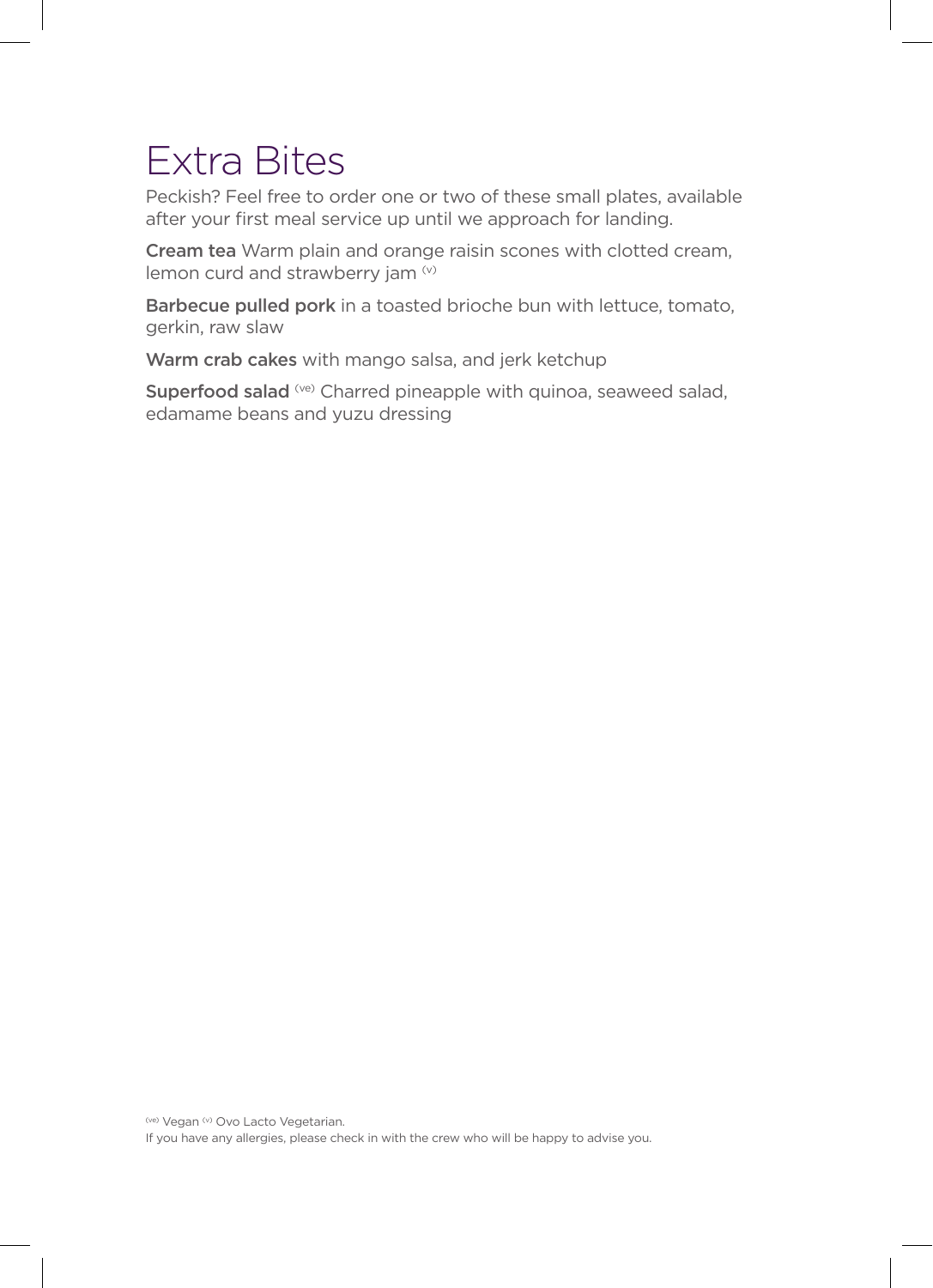# Extra Bites

Peckish? Feel free to order one or two of these small plates, available after your first meal service up until we approach for landing.

**Cream tea** Warm plain and orange raisin scones with clotted cream, lemon curd and strawberry jam (v)

**Barbecue pulled pork** in a toasted brioche bun with lettuce, tomato, gerkin, raw slaw

**Warm crab cakes** with mango salsa, and jerk ketchup

**Superfood salad** (ve) Charred pineapple with quinoa, seaweed salad, edamame beans and yuzu dressing

(ve) Vegan (v) Ovo Lacto Vegetarian.
If you have any allergies, please check in with the crew who will be happy to advise you.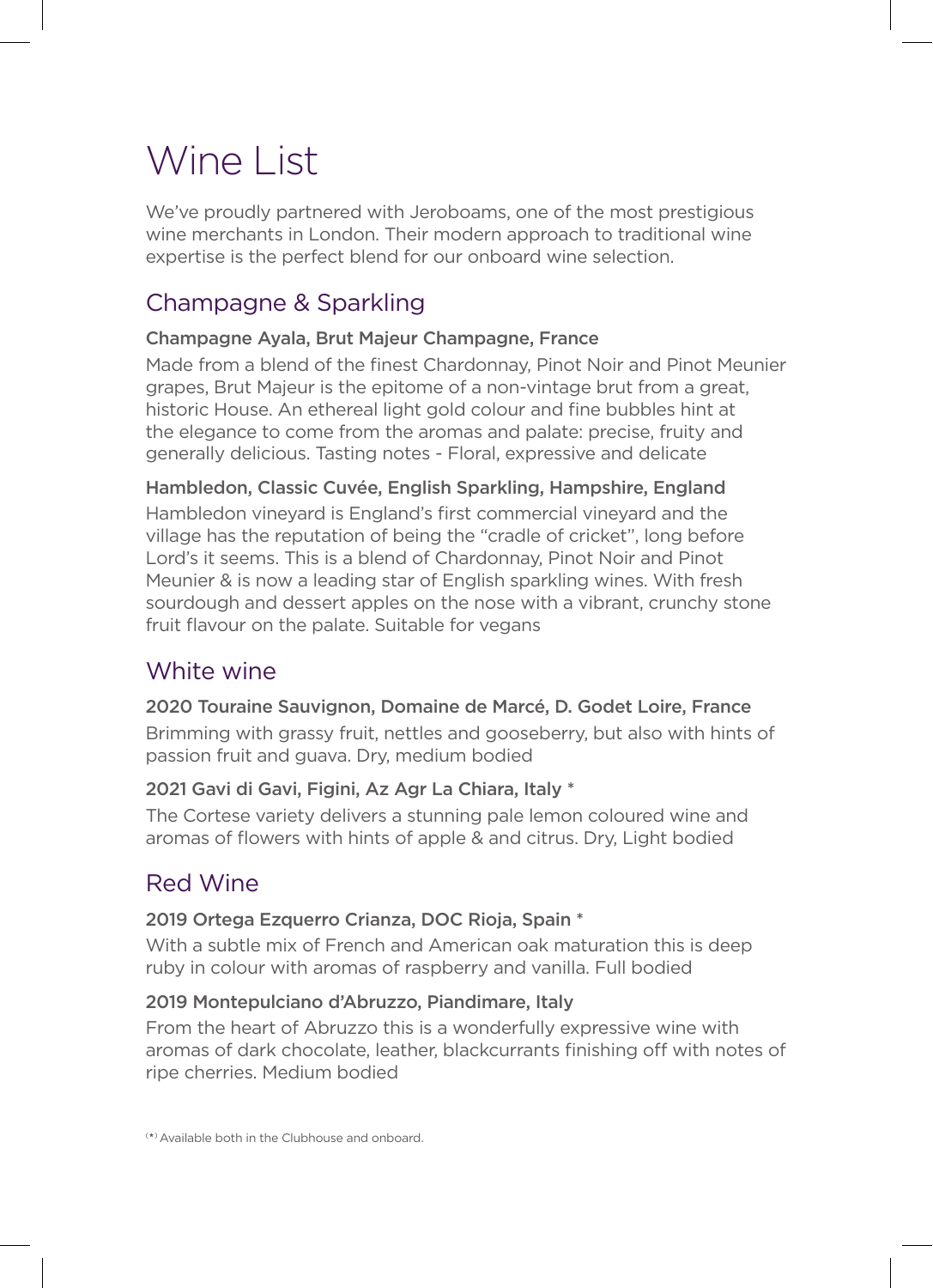# Wine List

We've proudly partnered with Jeroboams, one of the most prestigious wine merchants in London. Their modern approach to traditional wine expertise is the perfect blend for our onboard wine selection.

## Champagne & Sparkling

**Champagne Ayala, Brut Majeur Champagne, France**

Made from a blend of the finest Chardonnay, Pinot Noir and Pinot Meunier grapes, Brut Majeur is the epitome of a non-vintage brut from a great, historic House. An ethereal light gold colour and fine bubbles hint at the elegance to come from the aromas and palate: precise, fruity and generally delicious. Tasting notes - Floral, expressive and delicate

**Hambledon, Classic Cuvée, English Sparkling, Hampshire, England**

Hambledon vineyard is England's first commercial vineyard and the village has the reputation of being the "cradle of cricket", long before Lord's it seems. This is a blend of Chardonnay, Pinot Noir and Pinot Meunier & is now a leading star of English sparkling wines. With fresh sourdough and dessert apples on the nose with a vibrant, crunchy stone fruit flavour on the palate. Suitable for vegans

## White wine

**2020 Touraine Sauvignon, Domaine de Marcé, D. Godet Loire, France**

Brimming with grassy fruit, nettles and gooseberry, but also with hints of passion fruit and guava. Dry, medium bodied

**2021 Gavi di Gavi, Figini, Az Agr La Chiara, Italy ***

The Cortese variety delivers a stunning pale lemon coloured wine and aromas of flowers with hints of apple & and citrus. Dry, Light bodied

## Red Wine

**2019 Ortega Ezquerro Crianza, DOC Rioja, Spain ***

With a subtle mix of French and American oak maturation this is deep ruby in colour with aromas of raspberry and vanilla. Full bodied

**2019 Montepulciano d'Abruzzo, Piandimare, Italy**

From the heart of Abruzzo this is a wonderfully expressive wine with aromas of dark chocolate, leather, blackcurrants finishing off with notes of ripe cherries. Medium bodied

(*) Available both in the Clubhouse and onboard.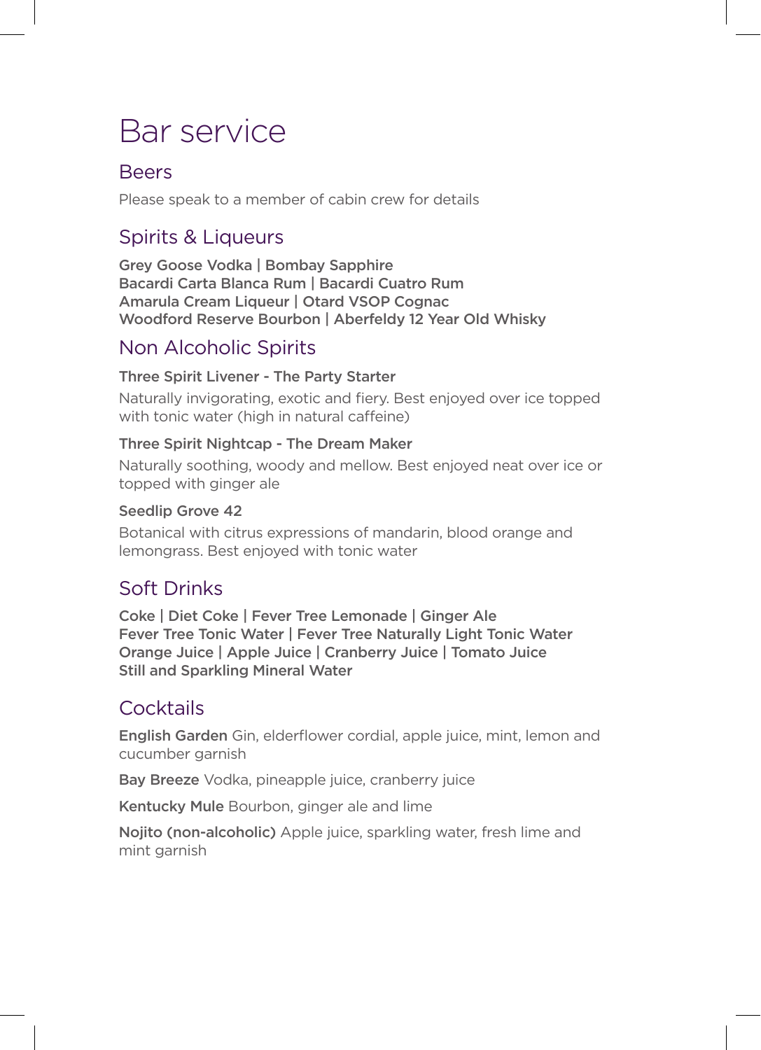# Bar service

## Beers

Please speak to a member of cabin crew for details

## Spirits & Liqueurs

**Grey Goose Vodka | Bombay Sapphire**
**Bacardi Carta Blanca Rum | Bacardi Cuatro Rum**
**Amarula Cream Liqueur | Otard VSOP Cognac**
**Woodford Reserve Bourbon | Aberfeldy 12 Year Old Whisky**

## Non Alcoholic Spirits

**Three Spirit Livener - The Party Starter**

Naturally invigorating, exotic and fiery. Best enjoyed over ice topped with tonic water (high in natural caffeine)

**Three Spirit Nightcap - The Dream Maker**

Naturally soothing, woody and mellow. Best enjoyed neat over ice or topped with ginger ale

**Seedlip Grove 42**

Botanical with citrus expressions of mandarin, blood orange and lemongrass. Best enjoyed with tonic water

## Soft Drinks

**Coke | Diet Coke | Fever Tree Lemonade | Ginger Ale**
**Fever Tree Tonic Water | Fever Tree Naturally Light Tonic Water**
**Orange Juice | Apple Juice | Cranberry Juice | Tomato Juice**
**Still and Sparkling Mineral Water**

## Cocktails

**English Garden** Gin, elderflower cordial, apple juice, mint, lemon and cucumber garnish

**Bay Breeze** Vodka, pineapple juice, cranberry juice

**Kentucky Mule** Bourbon, ginger ale and lime

**Nojito (non-alcoholic)** Apple juice, sparkling water, fresh lime and mint garnish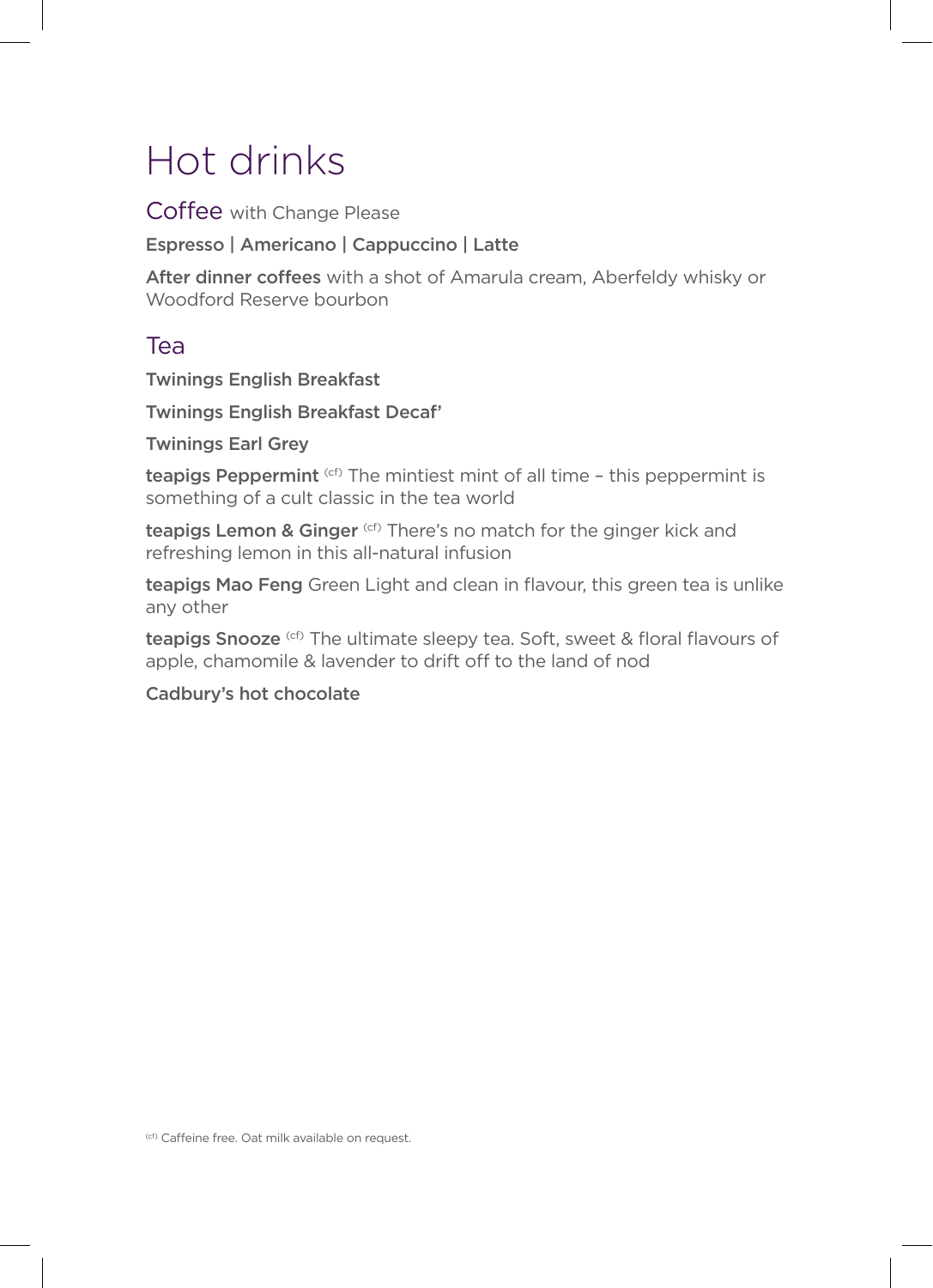# Hot drinks

## Coffee with Change Please

**Espresso | Americano | Cappuccino | Latte**

**After dinner coffees** with a shot of Amarula cream, Aberfeldy whisky or Woodford Reserve bourbon

## Tea

**Twinings English Breakfast**

**Twinings English Breakfast Decaf'**

**Twinings Earl Grey**

**teapigs Peppermint** (cf) The mintiest mint of all time – this peppermint is something of a cult classic in the tea world

**teapigs Lemon & Ginger** (cf) There's no match for the ginger kick and refreshing lemon in this all-natural infusion

**teapigs Mao Feng** Green Light and clean in flavour, this green tea is unlike any other

**teapigs Snooze** (cf) The ultimate sleepy tea. Soft, sweet & floral flavours of apple, chamomile & lavender to drift off to the land of nod

**Cadbury's hot chocolate**

(cf) Caffeine free. Oat milk available on request.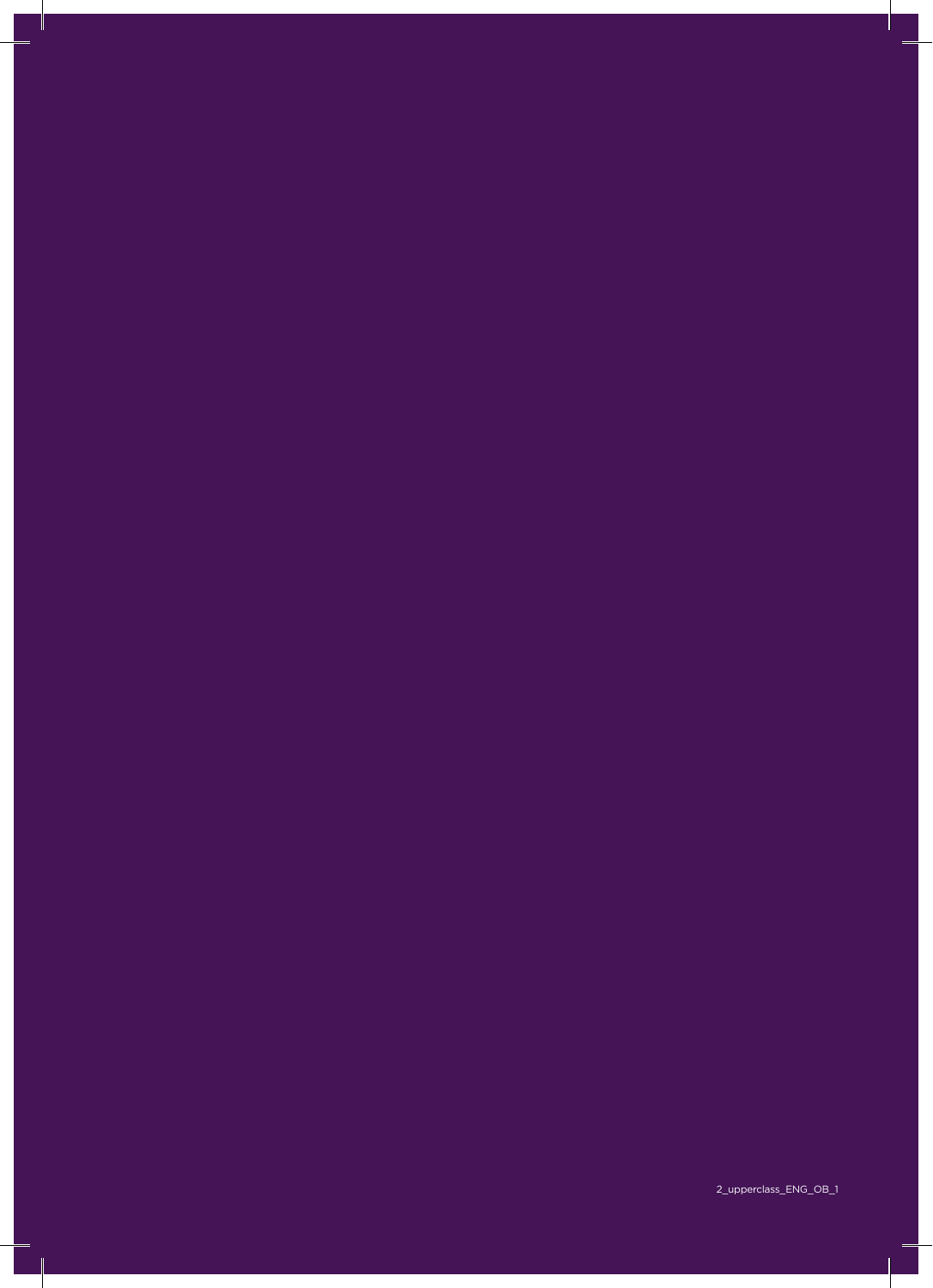2_upperclass_ENG_OB_1